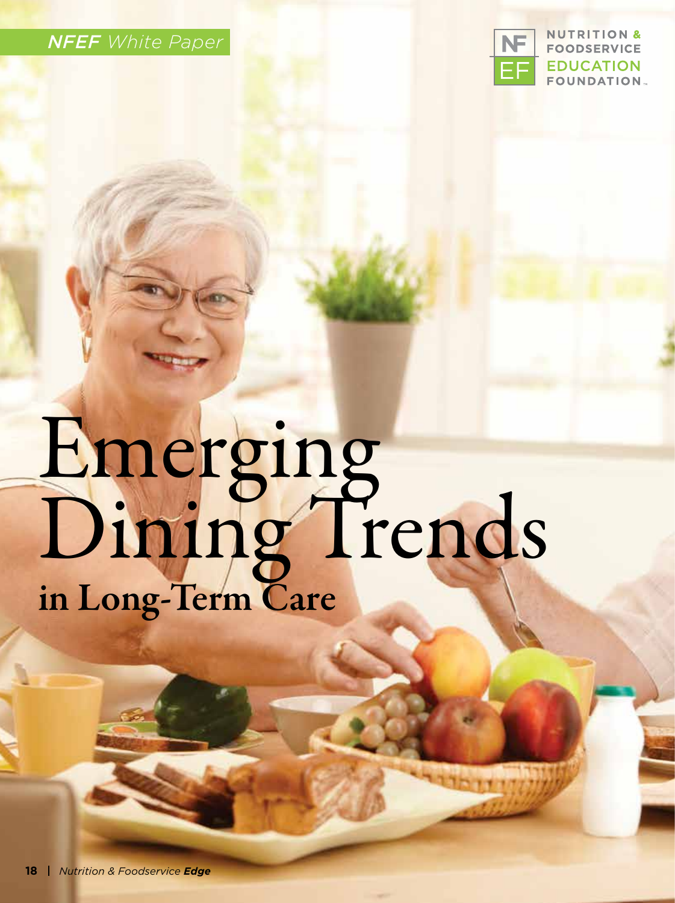*NFEF* White Paper

NUTRITION & FOODSERVICE EDUCATION FOUNDATION

# Emerging Dining Trends
## in Long-Term Care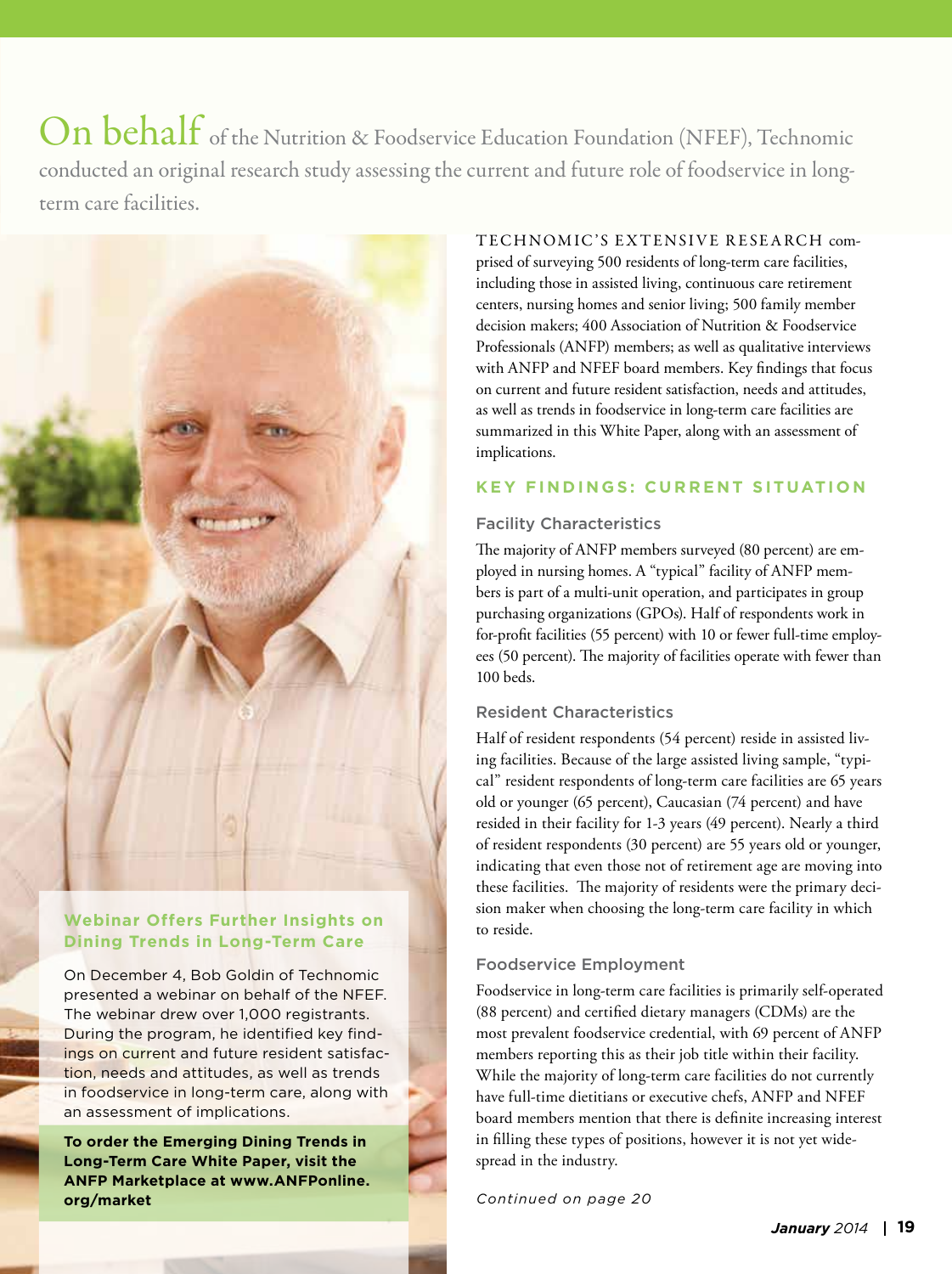On behalf of the Nutrition & Foodservice Education Foundation (NFEF), Technomic conducted an original research study assessing the current and future role of foodservice in long-term care facilities.

TECHNOMIC'S EXTENSIVE RESEARCH comprised of surveying 500 residents of long-term care facilities, including those in assisted living, continuous care retirement centers, nursing homes and senior living; 500 family member decision makers; 400 Association of Nutrition & Foodservice Professionals (ANFP) members; as well as qualitative interviews with ANFP and NFEF board members. Key findings that focus on current and future resident satisfaction, needs and attitudes, as well as trends in foodservice in long-term care facilities are summarized in this White Paper, along with an assessment of implications.

## KEY FINDINGS: CURRENT SITUATION

### Facility Characteristics

The majority of ANFP members surveyed (80 percent) are employed in nursing homes. A "typical" facility of ANFP members is part of a multi-unit operation, and participates in group purchasing organizations (GPOs). Half of respondents work in for-profit facilities (55 percent) with 10 or fewer full-time employees (50 percent). The majority of facilities operate with fewer than 100 beds.

### Resident Characteristics

Half of resident respondents (54 percent) reside in assisted living facilities. Because of the large assisted living sample, "typical" resident respondents of long-term care facilities are 65 years old or younger (65 percent), Caucasian (74 percent) and have resided in their facility for 1-3 years (49 percent). Nearly a third of resident respondents (30 percent) are 55 years old or younger, indicating that even those not of retirement age are moving into these facilities. The majority of residents were the primary decision maker when choosing the long-term care facility in which to reside.

### Foodservice Employment

Foodservice in long-term care facilities is primarily self-operated (88 percent) and certified dietary managers (CDMs) are the most prevalent foodservice credential, with 69 percent of ANFP members reporting this as their job title within their facility. While the majority of long-term care facilities do not currently have full-time dietitians or executive chefs, ANFP and NFEF board members mention that there is definite increasing interest in filling these types of positions, however it is not yet widespread in the industry.

*Continued on page 20*

### Webinar Offers Further Insights on Dining Trends in Long-Term Care

On December 4, Bob Goldin of Technomic presented a webinar on behalf of the NFEF. The webinar drew over 1,000 registrants. During the program, he identified key findings on current and future resident satisfaction, needs and attitudes, as well as trends in foodservice in long-term care, along with an assessment of implications.

**To order the Emerging Dining Trends in Long-Term Care White Paper, visit the ANFP Marketplace at www.ANFPonline.org/market**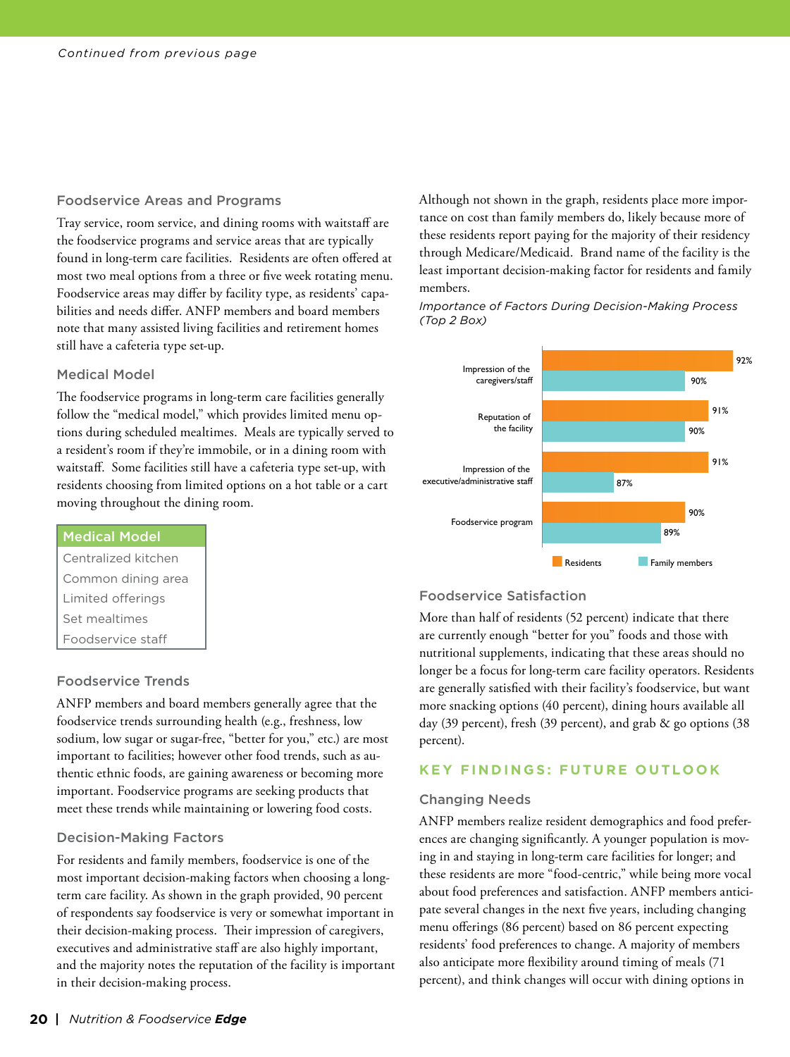*Continued from previous page*

### Foodservice Areas and Programs

Tray service, room service, and dining rooms with waitstaff are the foodservice programs and service areas that are typically found in long-term care facilities. Residents are often offered at most two meal options from a three or five week rotating menu. Foodservice areas may differ by facility type, as residents' capabilities and needs differ. ANFP members and board members note that many assisted living facilities and retirement homes still have a cafeteria type set-up.

### Medical Model

The foodservice programs in long-term care facilities generally follow the "medical model," which provides limited menu options during scheduled mealtimes. Meals are typically served to a resident's room if they're immobile, or in a dining room with waitstaff. Some facilities still have a cafeteria type set-up, with residents choosing from limited options on a hot table or a cart moving throughout the dining room.

| Medical Model |
|---|
| Centralized kitchen |
| Common dining area |
| Limited offerings |
| Set mealtimes |
| Foodservice staff |

### Foodservice Trends

ANFP members and board members generally agree that the foodservice trends surrounding health (e.g., freshness, low sodium, low sugar or sugar-free, "better for you," etc.) are most important to facilities; however other food trends, such as authentic ethnic foods, are gaining awareness or becoming more important. Foodservice programs are seeking products that meet these trends while maintaining or lowering food costs.

### Decision-Making Factors

For residents and family members, foodservice is one of the most important decision-making factors when choosing a long-term care facility. As shown in the graph provided, 90 percent of respondents say foodservice is very or somewhat important in their decision-making process. Their impression of caregivers, executives and administrative staff are also highly important, and the majority notes the reputation of the facility is important in their decision-making process.

Although not shown in the graph, residents place more importance on cost than family members do, likely because more of these residents report paying for the majority of their residency through Medicare/Medicaid. Brand name of the facility is the least important decision-making factor for residents and family members.

*Importance of Factors During Decision-Making Process (Top 2 Box)*

| Factor | Residents | Family members |
|---|---|---|
| Impression of the caregivers/staff | 92% | 90% |
| Reputation of the facility | 91% | 90% |
| Impression of the executive/administrative staff | 91% | 87% |
| Foodservice program | 90% | 89% |

### Foodservice Satisfaction

More than half of residents (52 percent) indicate that there are currently enough "better for you" foods and those with nutritional supplements, indicating that these areas should no longer be a focus for long-term care facility operators. Residents are generally satisfied with their facility's foodservice, but want more snacking options (40 percent), dining hours available all day (39 percent), fresh (39 percent), and grab & go options (38 percent).

## KEY FINDINGS: FUTURE OUTLOOK

### Changing Needs

ANFP members realize resident demographics and food preferences are changing significantly. A younger population is moving in and staying in long-term care facilities for longer; and these residents are more "food-centric," while being more vocal about food preferences and satisfaction. ANFP members anticipate several changes in the next five years, including changing menu offerings (86 percent) based on 86 percent expecting residents' food preferences to change. A majority of members also anticipate more flexibility around timing of meals (71 percent), and think changes will occur with dining options in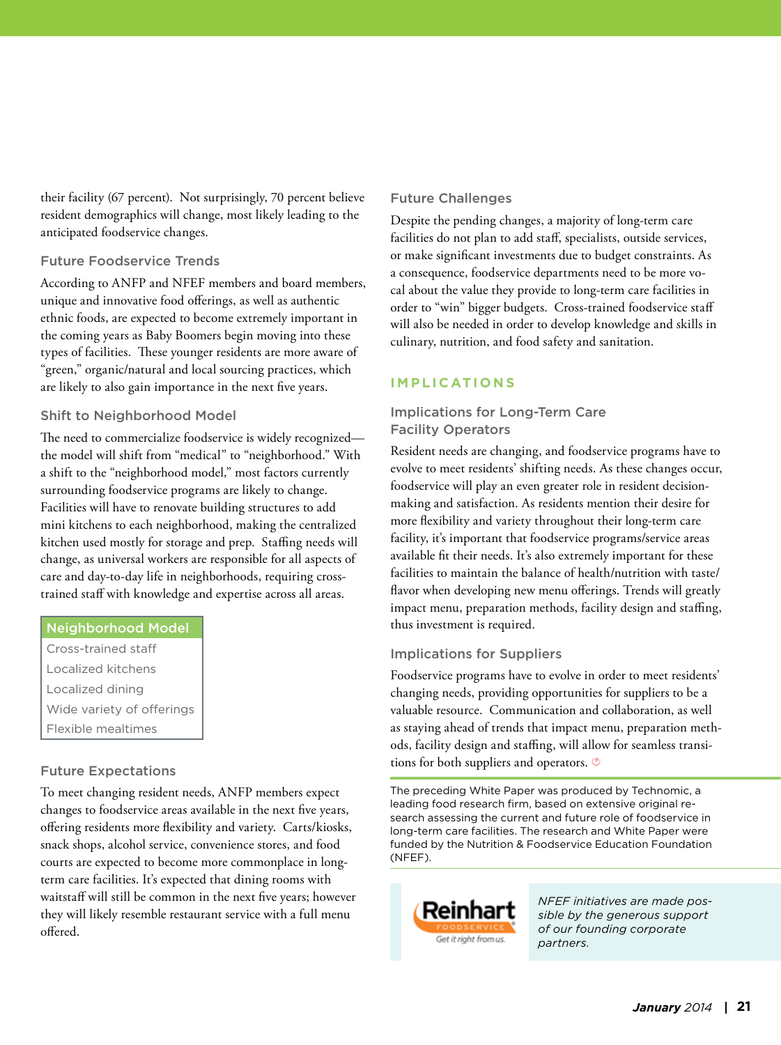their facility (67 percent). Not surprisingly, 70 percent believe resident demographics will change, most likely leading to the anticipated foodservice changes.

### Future Foodservice Trends

According to ANFP and NFEF members and board members, unique and innovative food offerings, as well as authentic ethnic foods, are expected to become extremely important in the coming years as Baby Boomers begin moving into these types of facilities. These younger residents are more aware of "green," organic/natural and local sourcing practices, which are likely to also gain importance in the next five years.

### Shift to Neighborhood Model

The need to commercialize foodservice is widely recognized—the model will shift from "medical" to "neighborhood." With a shift to the "neighborhood model," most factors currently surrounding foodservice programs are likely to change. Facilities will have to renovate building structures to add mini kitchens to each neighborhood, making the centralized kitchen used mostly for storage and prep. Staffing needs will change, as universal workers are responsible for all aspects of care and day-to-day life in neighborhoods, requiring cross-trained staff with knowledge and expertise across all areas.

| Neighborhood Model |
|---|
| Cross-trained staff |
| Localized kitchens |
| Localized dining |
| Wide variety of offerings |
| Flexible mealtimes |

### Future Expectations

To meet changing resident needs, ANFP members expect changes to foodservice areas available in the next five years, offering residents more flexibility and variety. Carts/kiosks, snack shops, alcohol service, convenience stores, and food courts are expected to become more commonplace in long-term care facilities. It's expected that dining rooms with waitstaff will still be common in the next five years; however they will likely resemble restaurant service with a full menu offered.

### Future Challenges

Despite the pending changes, a majority of long-term care facilities do not plan to add staff, specialists, outside services, or make significant investments due to budget constraints. As a consequence, foodservice departments need to be more vocal about the value they provide to long-term care facilities in order to "win" bigger budgets. Cross-trained foodservice staff will also be needed in order to develop knowledge and skills in culinary, nutrition, and food safety and sanitation.

## IMPLICATIONS

### Implications for Long-Term Care Facility Operators

Resident needs are changing, and foodservice programs have to evolve to meet residents' shifting needs. As these changes occur, foodservice will play an even greater role in resident decision-making and satisfaction. As residents mention their desire for more flexibility and variety throughout their long-term care facility, it's important that foodservice programs/service areas available fit their needs. It's also extremely important for these facilities to maintain the balance of health/nutrition with taste/flavor when developing new menu offerings. Trends will greatly impact menu, preparation methods, facility design and staffing, thus investment is required.

### Implications for Suppliers

Foodservice programs have to evolve in order to meet residents' changing needs, providing opportunities for suppliers to be a valuable resource. Communication and collaboration, as well as staying ahead of trends that impact menu, preparation methods, facility design and staffing, will allow for seamless transitions for both suppliers and operators.

The preceding White Paper was produced by Technomic, a leading food research firm, based on extensive original research assessing the current and future role of foodservice in long-term care facilities. The research and White Paper were funded by the Nutrition & Foodservice Education Foundation (NFEF).

Reinhart FOODSERVICE — Get it right from us.

*NFEF initiatives are made possible by the generous support of our founding corporate partners.*